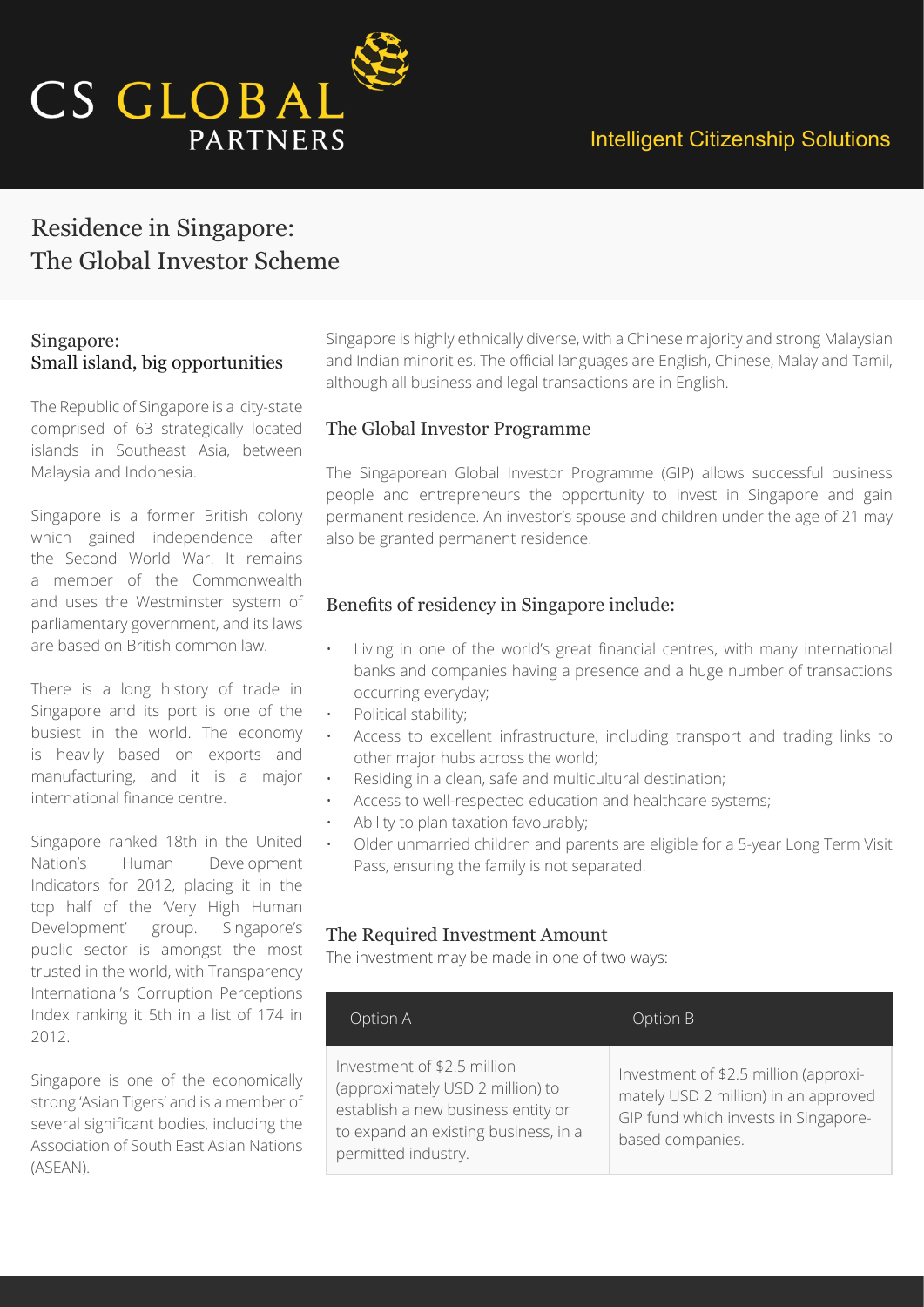CS GLOBAL PARTNERS

Intelligent Citizenship Solutions

# Residence in Singapore: The Global Investor Scheme

## Singapore: Small island, big opportunities

The Republic of Singapore is a city-state comprised of 63 strategically located islands in Southeast Asia, between Malaysia and Indonesia.

Singapore is a former British colony which gained independence after the Second World War. It remains a member of the Commonwealth and uses the Westminster system of parliamentary government, and its laws are based on British common law.

There is a long history of trade in Singapore and its port is one of the busiest in the world. The economy is heavily based on exports and manufacturing, and it is a major international finance centre.

Singapore ranked 18th in the United Nation's Human Development Indicators for 2012, placing it in the top half of the 'Very High Human Development' group. Singapore's public sector is amongst the most trusted in the world, with Transparency International's Corruption Perceptions Index ranking it 5th in a list of 174 in 2012.

Singapore is one of the economically strong 'Asian Tigers' and is a member of several significant bodies, including the Association of South East Asian Nations (ASEAN).

Singapore is highly ethnically diverse, with a Chinese majority and strong Malaysian and Indian minorities. The official languages are English, Chinese, Malay and Tamil, although all business and legal transactions are in English.

## The Global Investor Programme

The Singaporean Global Investor Programme (GIP) allows successful business people and entrepreneurs the opportunity to invest in Singapore and gain permanent residence. An investor's spouse and children under the age of 21 may also be granted permanent residence.

## Benefits of residency in Singapore include:

- Living in one of the world's great financial centres, with many international banks and companies having a presence and a huge number of transactions occurring everyday;
- Political stability;
- Access to excellent infrastructure, including transport and trading links to other major hubs across the world;
- Residing in a clean, safe and multicultural destination;
- Access to well-respected education and healthcare systems;
- Ability to plan taxation favourably;
- Older unmarried children and parents are eligible for a 5-year Long Term Visit Pass, ensuring the family is not separated.

## The Required Investment Amount

The investment may be made in one of two ways:

| Option A | Option B |
| --- | --- |
| Investment of $2.5 million (approximately USD 2 million) to establish a new business entity or to expand an existing business, in a permitted industry. | Investment of $2.5 million (approximately USD 2 million) in an approved GIP fund which invests in Singapore-based companies. |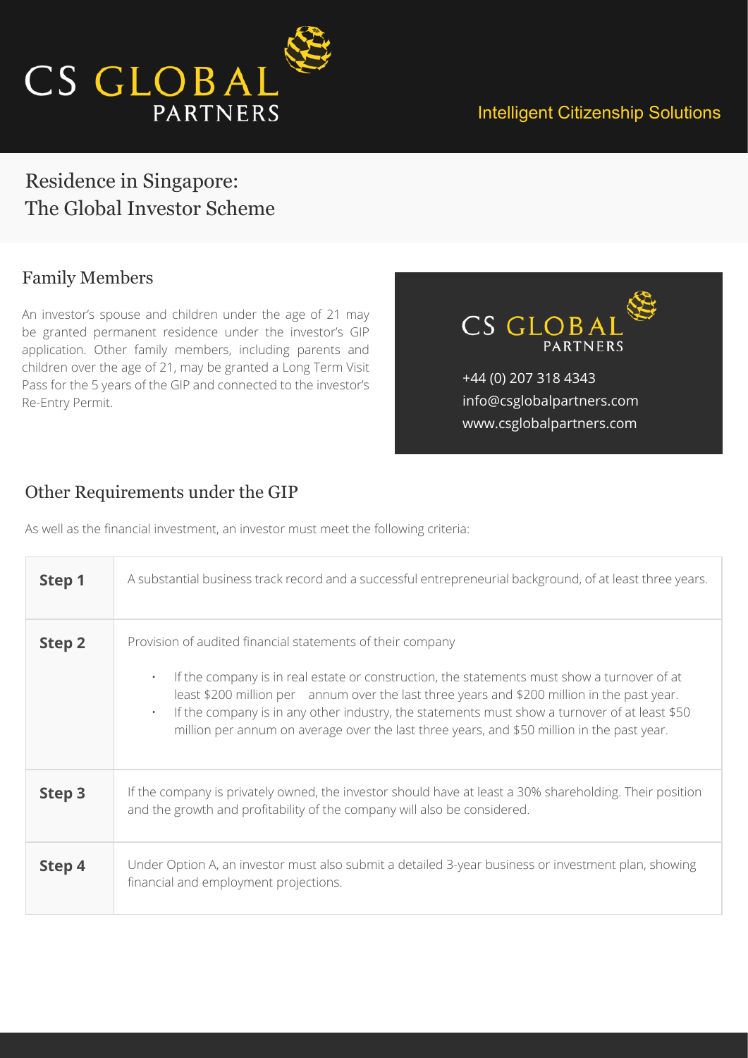# Residence in Singapore: The Global Investor Scheme

## Family Members

An investor's spouse and children under the age of 21 may be granted permanent residence under the investor's GIP application. Other family members, including parents and children over the age of 21, may be granted a Long Term Visit Pass for the 5 years of the GIP and connected to the investor's Re-Entry Permit.

CS GLOBAL PARTNERS

+44 (0) 207 318 4343
info@csglobalpartners.com
www.csglobalpartners.com

## Other Requirements under the GIP

As well as the financial investment, an investor must meet the following criteria:

| | |
|---|---|
| **Step 1** | A substantial business track record and a successful entrepreneurial background, of at least three years. |
| **Step 2** | Provision of audited financial statements of their company<br>• If the company is in real estate or construction, the statements must show a turnover of at least \$200 million per annum over the last three years and \$200 million in the past year.<br>• If the company is in any other industry, the statements must show a turnover of at least \$50 million per annum on average over the last three years, and \$50 million in the past year. |
| **Step 3** | If the company is privately owned, the investor should have at least a 30% shareholding. Their position and the growth and profitability of the company will also be considered. |
| **Step 4** | Under Option A, an investor must also submit a detailed 3-year business or investment plan, showing financial and employment projections. |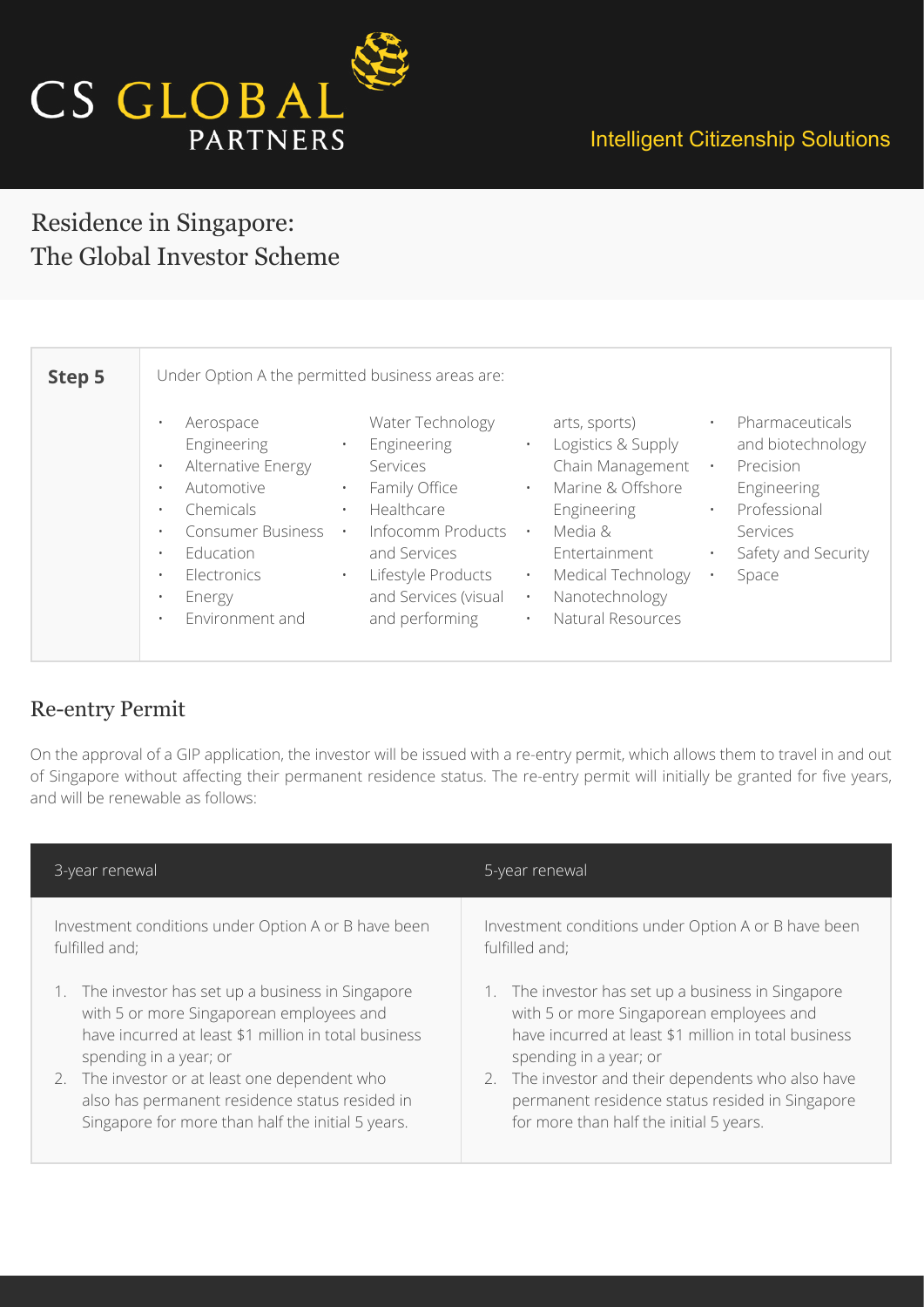# Residence in Singapore: The Global Investor Scheme

| **Step 5** | Under Option A the permitted business areas are:<br><br>• Aerospace Engineering<br>• Alternative Energy<br>• Automotive<br>• Chemicals<br>• Consumer Business<br>• Education<br>• Electronics<br>• Energy<br>• Environment and Water Technology<br>• Engineering Services<br>• Family Office<br>• Healthcare<br>• Infocomm Products and Services<br>• Lifestyle Products and Services (visual and performing arts, sports)<br>• Logistics & Supply Chain Management<br>• Marine & Offshore Engineering<br>• Media & Entertainment<br>• Medical Technology<br>• Nanotechnology<br>• Natural Resources<br>• Pharmaceuticals and biotechnology<br>• Precision Engineering<br>• Professional Services<br>• Safety and Security<br>• Space |
|---|---|

## Re-entry Permit

On the approval of a GIP application, the investor will be issued with a re-entry permit, which allows them to travel in and out of Singapore without affecting their permanent residence status. The re-entry permit will initially be granted for five years, and will be renewable as follows:

| 3-year renewal | 5-year renewal |
|---|---|
| Investment conditions under Option A or B have been fulfilled and;<br><br>1. The investor has set up a business in Singapore with 5 or more Singaporean employees and have incurred at least $1 million in total business spending in a year; or<br>2. The investor or at least one dependent who also has permanent residence status resided in Singapore for more than half the initial 5 years. | Investment conditions under Option A or B have been fulfilled and;<br><br>1. The investor has set up a business in Singapore with 5 or more Singaporean employees and have incurred at least $1 million in total business spending in a year; or<br>2. The investor and their dependents who also have permanent residence status resided in Singapore for more than half the initial 5 years. |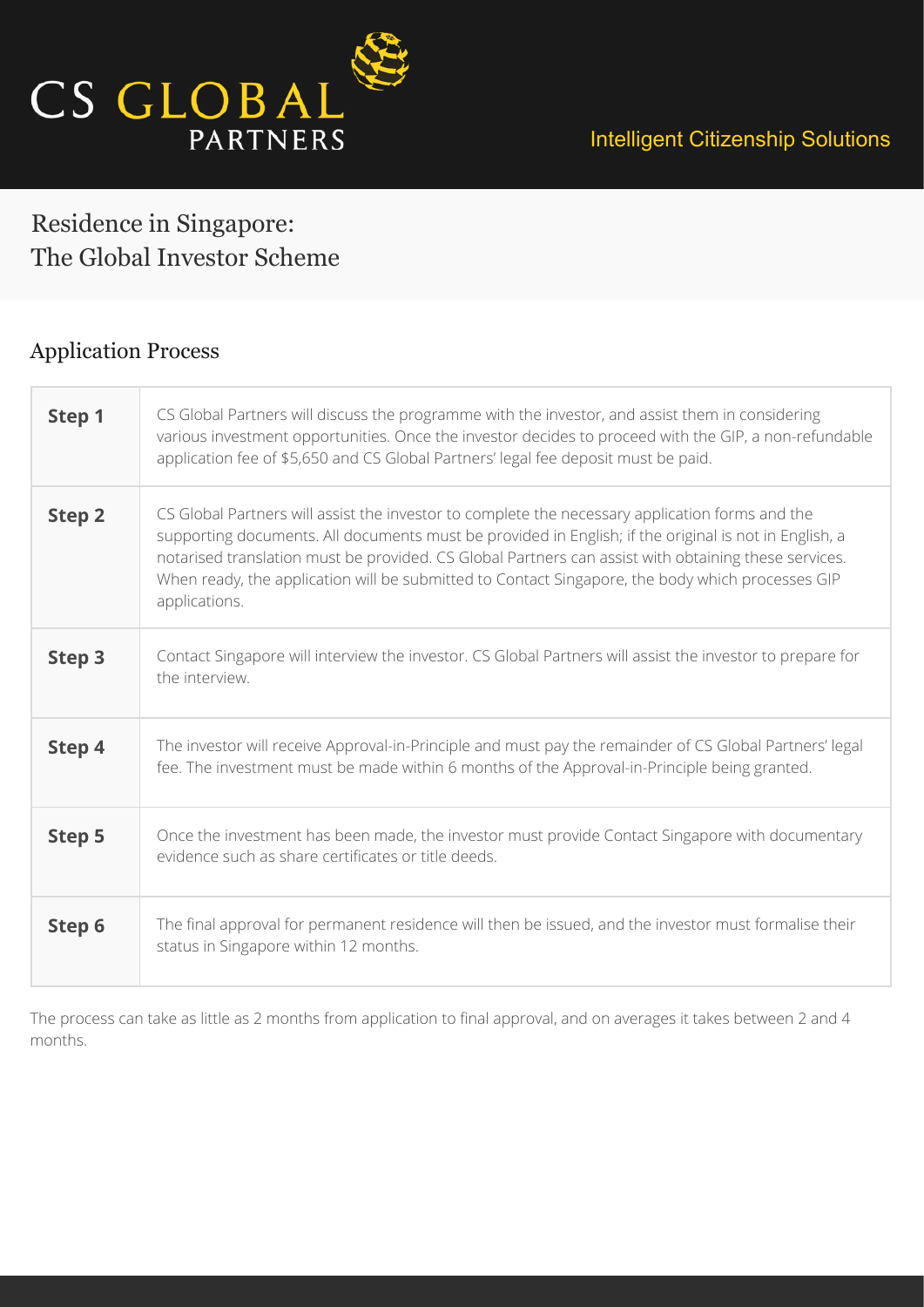# Residence in Singapore: The Global Investor Scheme

## Application Process

| | |
|---|---|
| **Step 1** | CS Global Partners will discuss the programme with the investor, and assist them in considering various investment opportunities. Once the investor decides to proceed with the GIP, a non-refundable application fee of $5,650 and CS Global Partners' legal fee deposit must be paid. |
| **Step 2** | CS Global Partners will assist the investor to complete the necessary application forms and the supporting documents. All documents must be provided in English; if the original is not in English, a notarised translation must be provided. CS Global Partners can assist with obtaining these services. When ready, the application will be submitted to Contact Singapore, the body which processes GIP applications. |
| **Step 3** | Contact Singapore will interview the investor. CS Global Partners will assist the investor to prepare for the interview. |
| **Step 4** | The investor will receive Approval-in-Principle and must pay the remainder of CS Global Partners' legal fee. The investment must be made within 6 months of the Approval-in-Principle being granted. |
| **Step 5** | Once the investment has been made, the investor must provide Contact Singapore with documentary evidence such as share certificates or title deeds. |
| **Step 6** | The final approval for permanent residence will then be issued, and the investor must formalise their status in Singapore within 12 months. |

The process can take as little as 2 months from application to final approval, and on averages it takes between 2 and 4 months.